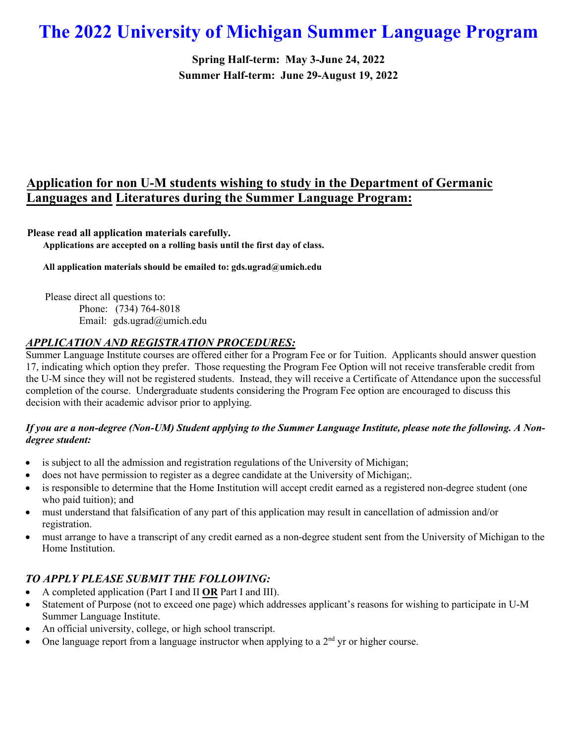# The 2022 University of Michigan Summer Language Program

**Spring Half-term: May 3-June 24, 2022**

**Summer Half-term: June 29-August 19, 2022**

## Application for non U-M students wishing to study in the Department of Germanic Languages and Literatures during the Summer Language Program:

**Please read all application materials carefully.**

**Applications are accepted on a rolling basis until the first day of class.**

**All application materials should be emailed to: gds.ugrad@umich.edu**

Please direct all questions to:
Phone: (734) 764-8018
Email: gds.ugrad@umich.edu

### *APPLICATION AND REGISTRATION PROCEDURES:*

Summer Language Institute courses are offered either for a Program Fee or for Tuition. Applicants should answer question 17, indicating which option they prefer. Those requesting the Program Fee Option will not receive transferable credit from the U-M since they will not be registered students. Instead, they will receive a Certificate of Attendance upon the successful completion of the course. Undergraduate students considering the Program Fee option are encouraged to discuss this decision with their academic advisor prior to applying.

***If you are a non-degree (Non-UM) Student applying to the Summer Language Institute, please note the following. A Non-degree student:***

- is subject to all the admission and registration regulations of the University of Michigan;
- does not have permission to register as a degree candidate at the University of Michigan;.
- is responsible to determine that the Home Institution will accept credit earned as a registered non-degree student (one who paid tuition); and
- must understand that falsification of any part of this application may result in cancellation of admission and/or registration.
- must arrange to have a transcript of any credit earned as a non-degree student sent from the University of Michigan to the Home Institution.

### *TO APPLY PLEASE SUBMIT THE FOLLOWING:*

- A completed application (Part I and II **OR** Part I and III).
- Statement of Purpose (not to exceed one page) which addresses applicant's reasons for wishing to participate in U-M Summer Language Institute.
- An official university, college, or high school transcript.
- One language report from a language instructor when applying to a 2nd yr or higher course.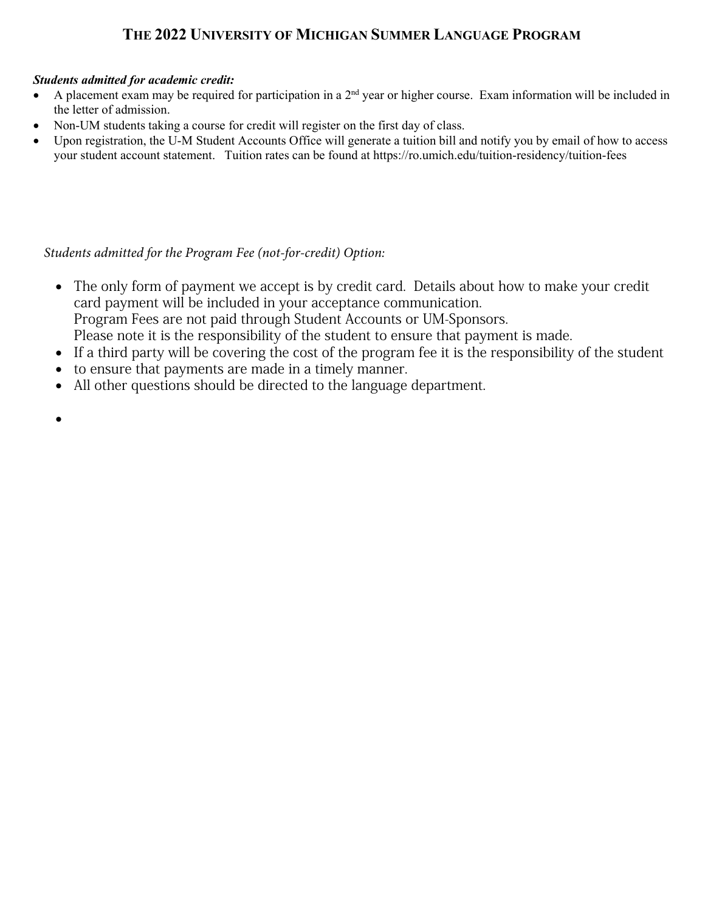# The 2022 University of Michigan Summer Language Program

***Students admitted for academic credit:***

- A placement exam may be required for participation in a 2nd year or higher course. Exam information will be included in the letter of admission.
- Non-UM students taking a course for credit will register on the first day of class.
- Upon registration, the U-M Student Accounts Office will generate a tuition bill and notify you by email of how to access your student account statement. Tuition rates can be found at https://ro.umich.edu/tuition-residency/tuition-fees

*Students admitted for the Program Fee (not-for-credit) Option:*

- The only form of payment we accept is by credit card. Details about how to make your credit card payment will be included in your acceptance communication.
  Program Fees are not paid through Student Accounts or UM-Sponsors.
  Please note it is the responsibility of the student to ensure that payment is made.
- If a third party will be covering the cost of the program fee it is the responsibility of the student
- to ensure that payments are made in a timely manner.
- All other questions should be directed to the language department.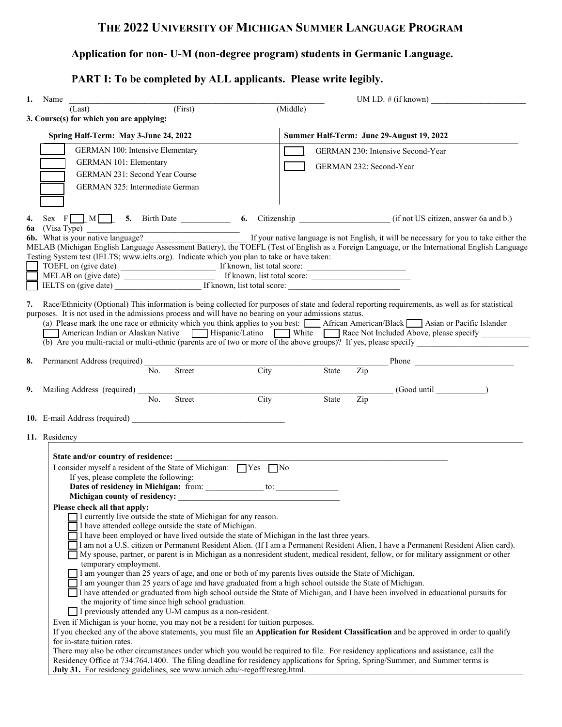# THE 2022 UNIVERSITY OF MICHIGAN SUMMER LANGUAGE PROGRAM

## Application for non- U-M (non-degree program) students in Germanic Language.

## PART I: To be completed by ALL applicants. Please write legibly.

**1.** Name ______________________________________________ UM I.D. # (if known) ____________________

(Last) (First) (Middle)

**3. Course(s) for which you are applying:**

| Spring Half-Term: May 3-June 24, 2022 | Summer Half-Term: June 29-August 19, 2022 |
|---|---|
| ☐ GERMAN 100: Intensive Elementary | ☐ GERMAN 230: Intensive Second-Year |
| ☐ GERMAN 101: Elementary | ☐ GERMAN 232: Second-Year |
| ☐ GERMAN 231: Second Year Course | |
| ☐ GERMAN 325: Intermediate German | |
| ☐ | |

**4.** Sex F ☐ M ☐ **5.** Birth Date __________ **6.** Citizenship ____________________ (if not US citizen, answer 6a and b.)

**6a** (Visa Type) ________________________________

**6b.** What is your native language? ______________________ If your native language is not English, it will be necessary for you to take either the MELAB (Michigan English Language Assessment Battery), the TOEFL (Test of English as a Foreign Language, or the International English Language Testing System test (IELTS; www.ielts.org). Indicate which you plan to take or have taken:

☐ TOEFL on (give date) ____________________ If known, list total score: ____________________

☐ MELAB on (give date) ____________________ If known, list total score: ____________________

☐ IELTS on (give date) ____________________ If known, list total score: ____________________

**7.** Race/Ethnicity (Optional) This information is being collected for purposes of state and federal reporting requirements, as well as for statistical purposes. It is not used in the admissions process and will have no bearing on your admissions status.

(a) Please mark the one race or ethnicity which you think applies to you best: ☐ African American/Black ☐ Asian or Pacific Islander ☐ American Indian or Alaskan Native ☐ Hispanic/Latino ☐ White ☐ Race Not Included Above, please specify __________

(b) Are you multi-racial or multi-ethnic (parents are of two or more of the above groups)? If yes, please specify ____________________

**8.** Permanent Address (required) ______________________________________________ Phone ____________________

No. Street City State Zip

**9.** Mailing Address (required) ______________________________________________ (Good until __________)

No. Street City State Zip

**10.** E-mail Address (required) ________________________________

**11.** Residency

**State and/or country of residence:** ______________________________________________

I consider myself a resident of the State of Michigan: ☐ Yes ☐ No

If yes, please complete the following:

**Dates of residency in Michigan:** from: ____________ to: ____________

**Michigan county of residency:** ________________________________

**Please check all that apply:**

- ☐ I currently live outside the state of Michigan for any reason.
- ☐ I have attended college outside the state of Michigan.
- ☐ I have been employed or have lived outside the state of Michigan in the last three years.
- ☐ I am not a U.S. citizen or Permanent Resident Alien. (If I am a Permanent Resident Alien, I have a Permanent Resident Alien card).
- ☐ My spouse, partner, or parent is in Michigan as a nonresident student, medical resident, fellow, or for military assignment or other temporary employment.
- ☐ I am younger than 25 years of age, and one or both of my parents lives outside the State of Michigan.
- ☐ I am younger than 25 years of age and have graduated from a high school outside the State of Michigan.
- ☐ I have attended or graduated from high school outside the State of Michigan, and I have been involved in educational pursuits for the majority of time since high school graduation.
- ☐ I previously attended any U-M campus as a non-resident.

Even if Michigan is your home, you may not be a resident for tuition purposes.

If you checked any of the above statements, you must file an **Application for Resident Classification** and be approved in order to qualify for in-state tuition rates.

There may also be other circumstances under which you would be required to file. For residency applications and assistance, call the Residency Office at 734.764.1400. The filing deadline for residency applications for Spring, Spring/Summer, and Summer terms is **July 31.** For residency guidelines, see www.umich.edu/~regoff/resreg.html.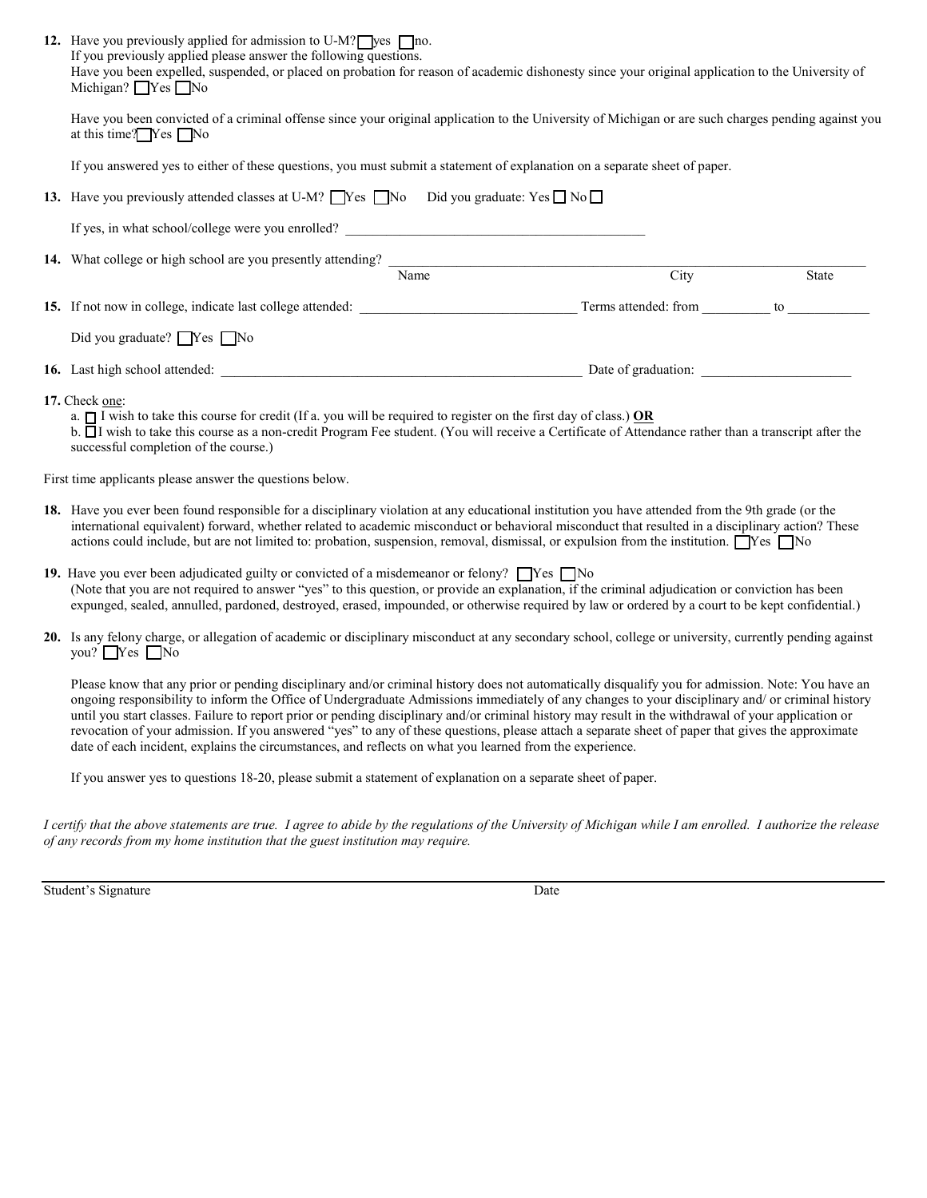**12.** Have you previously applied for admission to U-M? ☐ yes ☐ no.
If you previously applied please answer the following questions.
Have you been expelled, suspended, or placed on probation for reason of academic dishonesty since your original application to the University of Michigan? ☐ Yes ☐ No

Have you been convicted of a criminal offense since your original application to the University of Michigan or are such charges pending against you at this time? ☐ Yes ☐ No

If you answered yes to either of these questions, you must submit a statement of explanation on a separate sheet of paper.

**13.** Have you previously attended classes at U-M? ☐ Yes ☐ No Did you graduate: Yes ☐ No ☐

If yes, in what school/college were you enrolled? ____________________________________________

**14.** What college or high school are you presently attending? ______________________________________________
Name City State

**15.** If not now in college, indicate last college attended: _______________________________ Terms attended: from __________ to ____________

Did you graduate? ☐ Yes ☐ No

**16.** Last high school attended: ______________________________________________________ Date of graduation: ______________________

**17.** Check one:
a. ☐ I wish to take this course for credit (If a. you will be required to register on the first day of class.) **OR**
b. ☐ I wish to take this course as a non-credit Program Fee student. (You will receive a Certificate of Attendance rather than a transcript after the successful completion of the course.)

First time applicants please answer the questions below.

**18.** Have you ever been found responsible for a disciplinary violation at any educational institution you have attended from the 9th grade (or the international equivalent) forward, whether related to academic misconduct or behavioral misconduct that resulted in a disciplinary action? These actions could include, but are not limited to: probation, suspension, removal, dismissal, or expulsion from the institution. ☐ Yes ☐ No

**19.** Have you ever been adjudicated guilty or convicted of a misdemeanor or felony? ☐ Yes ☐ No
(Note that you are not required to answer "yes" to this question, or provide an explanation, if the criminal adjudication or conviction has been expunged, sealed, annulled, pardoned, destroyed, erased, impounded, or otherwise required by law or ordered by a court to be kept confidential.)

**20.** Is any felony charge, or allegation of academic or disciplinary misconduct at any secondary school, college or university, currently pending against you? ☐ Yes ☐ No

Please know that any prior or pending disciplinary and/or criminal history does not automatically disqualify you for admission. Note: You have an ongoing responsibility to inform the Office of Undergraduate Admissions immediately of any changes to your disciplinary and/ or criminal history until you start classes. Failure to report prior or pending disciplinary and/or criminal history may result in the withdrawal of your application or revocation of your admission. If you answered "yes" to any of these questions, please attach a separate sheet of paper that gives the approximate date of each incident, explains the circumstances, and reflects on what you learned from the experience.

If you answer yes to questions 18-20, please submit a statement of explanation on a separate sheet of paper.

*I certify that the above statements are true. I agree to abide by the regulations of the University of Michigan while I am enrolled. I authorize the release of any records from my home institution that the guest institution may require.*

______________________________________________________________________________

Student's Signature Date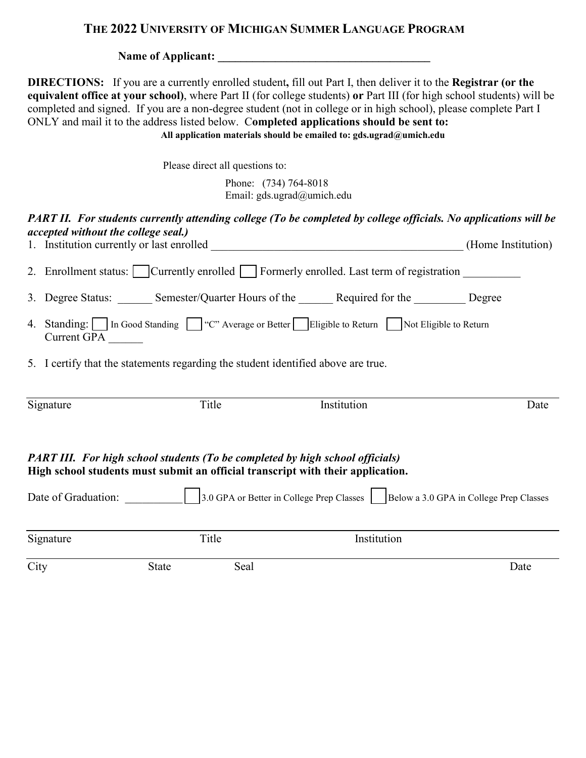# THE 2022 UNIVERSITY OF MICHIGAN SUMMER LANGUAGE PROGRAM

**Name of Applicant: ______________________________________**

**DIRECTIONS:** If you are a currently enrolled student**,** fill out Part I, then deliver it to the **Registrar (or the equivalent office at your school)**, where Part II (for college students) **or** Part III (for high school students) will be completed and signed. If you are a non-degree student (not in college or in high school), please complete Part I ONLY and mail it to the address listed below. C**ompleted applications should be sent to:**

**All application materials should be emailed to: gds.ugrad@umich.edu**

Please direct all questions to:

Phone: (734) 764-8018
Email: gds.ugrad@umich.edu

***PART II. For students currently attending college (To be completed by college officials. No applications will be accepted without the college seal.)***

1. Institution currently or last enrolled ______________________________________________ (Home Institution)
2. Enrollment status: ☐ Currently enrolled ☐ Formerly enrolled. Last term of registration __________
3. Degree Status: ______ Semester/Quarter Hours of the ______ Required for the _________ Degree
4. Standing: ☐ In Good Standing ☐ "C" Average or Better ☐ Eligible to Return ☐ Not Eligible to Return
   Current GPA ______
5. I certify that the statements regarding the student identified above are true.

________________________________________________________________________________
Signature		Title		Institution		Date

***PART III. For high school students (To be completed by high school officials)***
**High school students must submit an official transcript with their application.**

Date of Graduation: __________ ☐ 3.0 GPA or Better in College Prep Classes ☐ Below a 3.0 GPA in College Prep Classes

________________________________________________________________________________
Signature		Title		Institution

________________________________________________________________________________
City		State		Seal		Date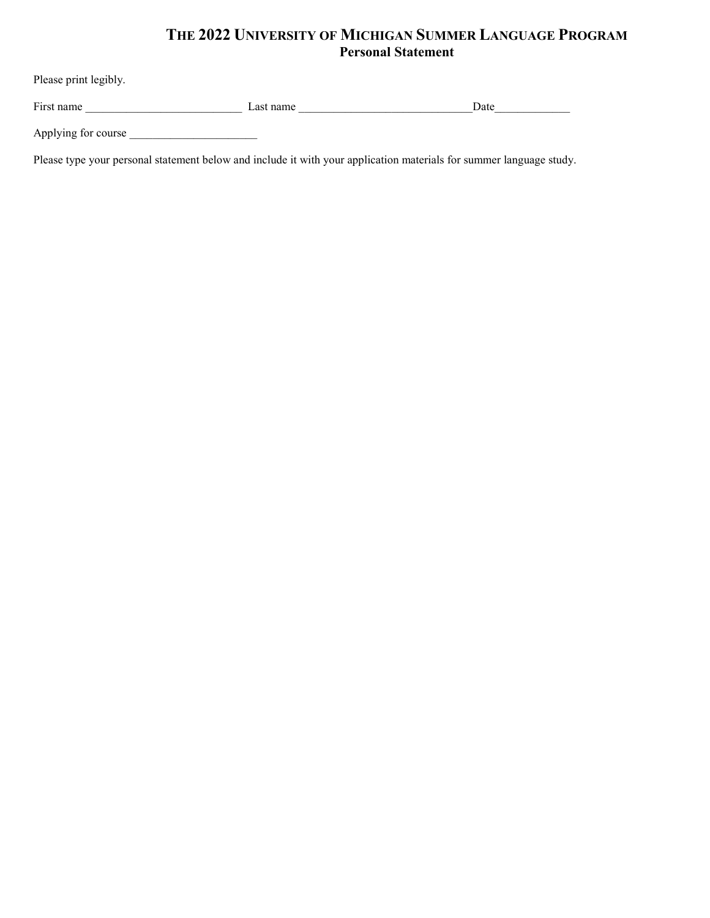# THE 2022 UNIVERSITY OF MICHIGAN SUMMER LANGUAGE PROGRAM
## Personal Statement

Please print legibly.

First name ___________________________ Last name ______________________________Date_____________

Applying for course _______________________

Please type your personal statement below and include it with your application materials for summer language study.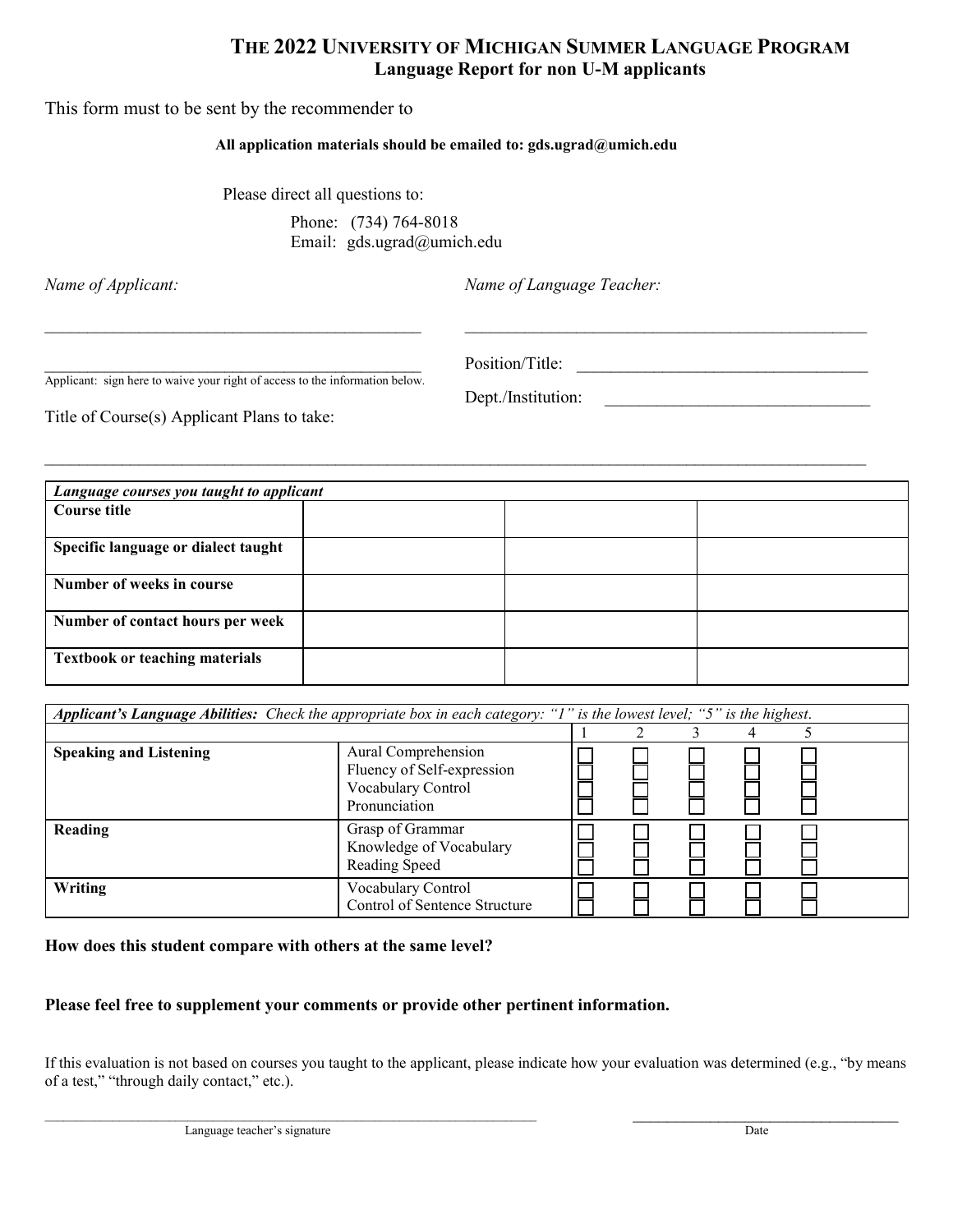# THE 2022 UNIVERSITY OF MICHIGAN SUMMER LANGUAGE PROGRAM

## Language Report for non U-M applicants

This form must to be sent by the recommender to

**All application materials should be emailed to: gds.ugrad@umich.edu**

Please direct all questions to:

Phone: (734) 764-8018
Email: gds.ugrad@umich.edu

*Name of Applicant:* ____________________________________________

*Name of Language Teacher:* ____________________________________________

____________________________________________
Applicant: sign here to waive your right of access to the information below.

Position/Title: ____________________________________________

Dept./Institution: ____________________________________________

Title of Course(s) Applicant Plans to take:

____________________________________________________________________________________________

| *Language courses you taught to applicant* | | | |
|---|---|---|---|
| **Course title** | | | |
| **Specific language or dialect taught** | | | |
| **Number of weeks in course** | | | |
| **Number of contact hours per week** | | | |
| **Textbook or teaching materials** | | | |

| *Applicant's Language Abilities: Check the appropriate box in each category: "1" is the lowest level; "5" is the highest.* | | | | | | |
|---|---|---|---|---|---|---|
| | | 1 | 2 | 3 | 4 | 5 |
| **Speaking and Listening** | Aural Comprehension | ☐ | ☐ | ☐ | ☐ | ☐ |
| | Fluency of Self-expression | ☐ | ☐ | ☐ | ☐ | ☐ |
| | Vocabulary Control | ☐ | ☐ | ☐ | ☐ | ☐ |
| | Pronunciation | ☐ | ☐ | ☐ | ☐ | ☐ |
| **Reading** | Grasp of Grammar | ☐ | ☐ | ☐ | ☐ | ☐ |
| | Knowledge of Vocabulary | ☐ | ☐ | ☐ | ☐ | ☐ |
| | Reading Speed | ☐ | ☐ | ☐ | ☐ | ☐ |
| **Writing** | Vocabulary Control | ☐ | ☐ | ☐ | ☐ | ☐ |
| | Control of Sentence Structure | ☐ | ☐ | ☐ | ☐ | ☐ |

**How does this student compare with others at the same level?**

**Please feel free to supplement your comments or provide other pertinent information.**

If this evaluation is not based on courses you taught to the applicant, please indicate how your evaluation was determined (e.g., "by means of a test," "through daily contact," etc.).

____________________________________________
Language teacher's signature

____________________________________________
Date